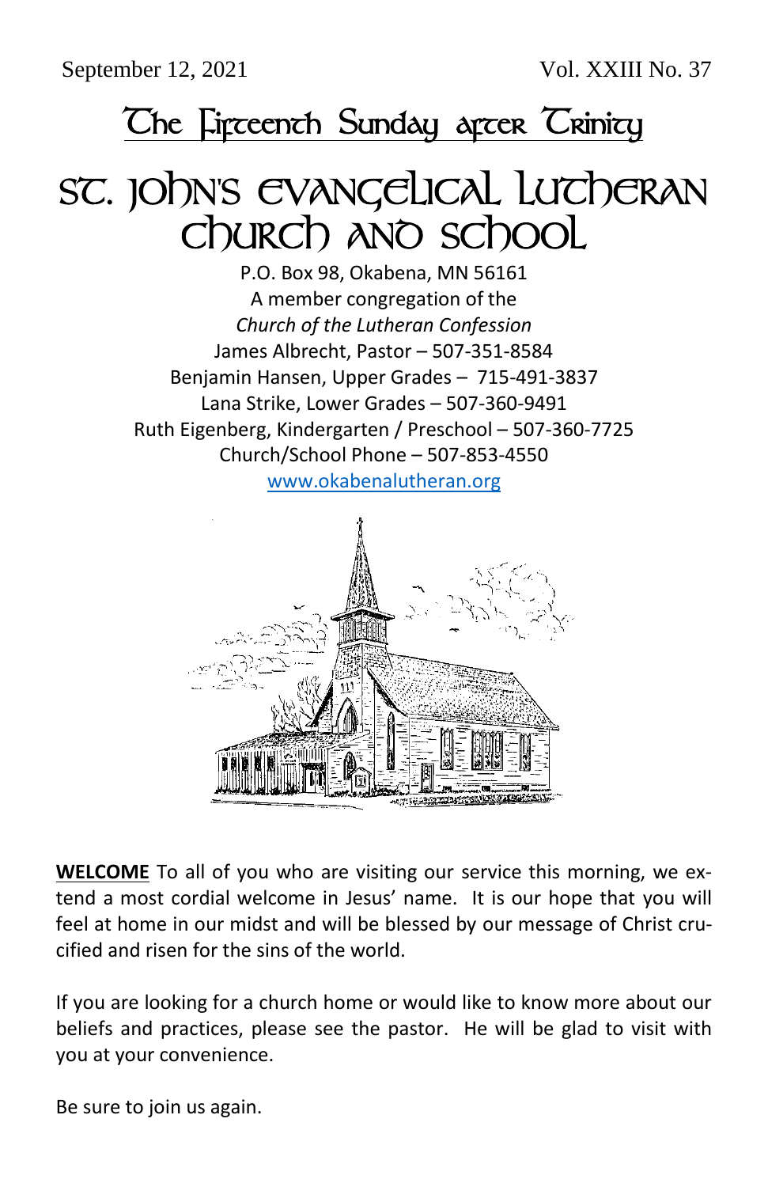September 12, 2021 Vol. XXIII No. 37

# The Fifteenth Sunday after Trinity

# St. John's Evangelical Lutheran Church and School

P.O. Box 98, Okabena, MN 56161
A member congregation of the
*Church of the Lutheran Confession*
James Albrecht, Pastor – 507-351-8584
Benjamin Hansen, Upper Grades – 715-491-3837
Lana Strike, Lower Grades – 507-360-9491
Ruth Eigenberg, Kindergarten / Preschool – 507-360-7725
Church/School Phone – 507-853-4550
www.okabenalutheran.org

**WELCOME** To all of you who are visiting our service this morning, we extend a most cordial welcome in Jesus' name. It is our hope that you will feel at home in our midst and will be blessed by our message of Christ crucified and risen for the sins of the world.

If you are looking for a church home or would like to know more about our beliefs and practices, please see the pastor. He will be glad to visit with you at your convenience.

Be sure to join us again.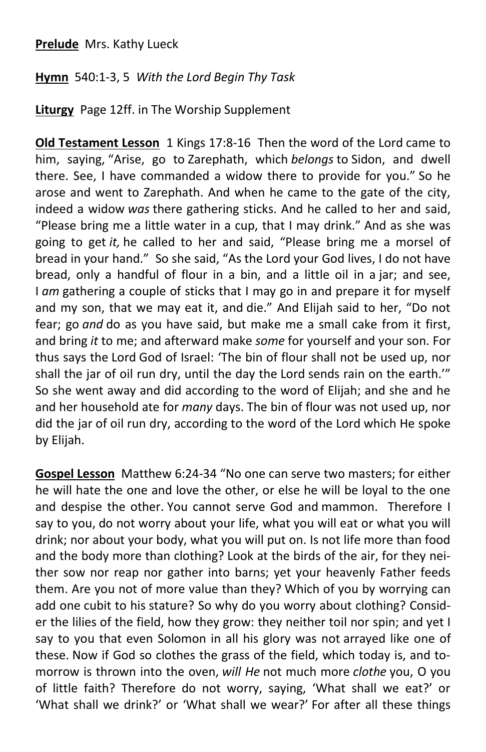**Prelude** Mrs. Kathy Lueck

**Hymn** 540:1-3, 5 *With the Lord Begin Thy Task*

**Liturgy** Page 12ff. in The Worship Supplement

**Old Testament Lesson** 1 Kings 17:8-16 Then the word of the Lord came to him, saying, "Arise, go to Zarephath, which *belongs* to Sidon, and dwell there. See, I have commanded a widow there to provide for you." So he arose and went to Zarephath. And when he came to the gate of the city, indeed a widow *was* there gathering sticks. And he called to her and said, "Please bring me a little water in a cup, that I may drink." And as she was going to get *it,* he called to her and said, "Please bring me a morsel of bread in your hand." So she said, "As the Lord your God lives, I do not have bread, only a handful of flour in a bin, and a little oil in a jar; and see, I *am* gathering a couple of sticks that I may go in and prepare it for myself and my son, that we may eat it, and die." And Elijah said to her, "Do not fear; go *and* do as you have said, but make me a small cake from it first, and bring *it* to me; and afterward make *some* for yourself and your son. For thus says the Lord God of Israel: 'The bin of flour shall not be used up, nor shall the jar of oil run dry, until the day the Lord sends rain on the earth.'" So she went away and did according to the word of Elijah; and she and he and her household ate for *many* days. The bin of flour was not used up, nor did the jar of oil run dry, according to the word of the Lord which He spoke by Elijah.

**Gospel Lesson** Matthew 6:24-34 "No one can serve two masters; for either he will hate the one and love the other, or else he will be loyal to the one and despise the other. You cannot serve God and mammon. Therefore I say to you, do not worry about your life, what you will eat or what you will drink; nor about your body, what you will put on. Is not life more than food and the body more than clothing? Look at the birds of the air, for they neither sow nor reap nor gather into barns; yet your heavenly Father feeds them. Are you not of more value than they? Which of you by worrying can add one cubit to his stature? So why do you worry about clothing? Consider the lilies of the field, how they grow: they neither toil nor spin; and yet I say to you that even Solomon in all his glory was not arrayed like one of these. Now if God so clothes the grass of the field, which today is, and tomorrow is thrown into the oven, *will He* not much more *clothe* you, O you of little faith? Therefore do not worry, saying, 'What shall we eat?' or 'What shall we drink?' or 'What shall we wear?' For after all these things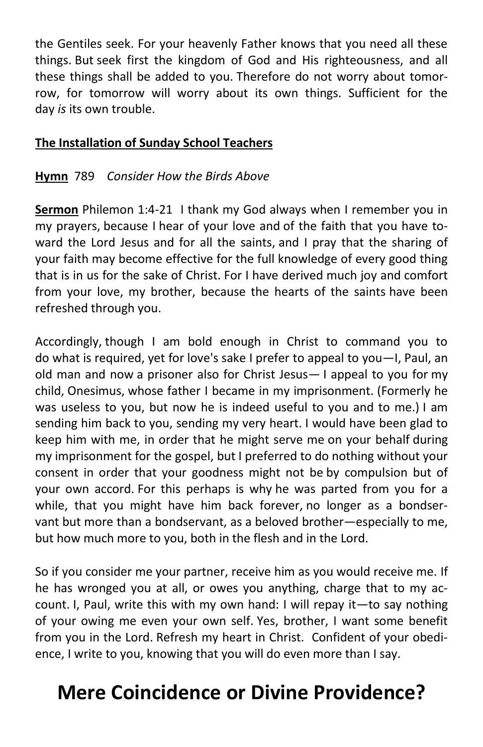the Gentiles seek. For your heavenly Father knows that you need all these things. But seek first the kingdom of God and His righteousness, and all these things shall be added to you. Therefore do not worry about tomorrow, for tomorrow will worry about its own things. Sufficient for the day *is* its own trouble.

**The Installation of Sunday School Teachers**

**Hymn** 789 *Consider How the Birds Above*

**Sermon** Philemon 1:4-21 I thank my God always when I remember you in my prayers, because I hear of your love and of the faith that you have toward the Lord Jesus and for all the saints, and I pray that the sharing of your faith may become effective for the full knowledge of every good thing that is in us for the sake of Christ. For I have derived much joy and comfort from your love, my brother, because the hearts of the saints have been refreshed through you.

Accordingly, though I am bold enough in Christ to command you to do what is required, yet for love's sake I prefer to appeal to you—I, Paul, an old man and now a prisoner also for Christ Jesus— I appeal to you for my child, Onesimus, whose father I became in my imprisonment. (Formerly he was useless to you, but now he is indeed useful to you and to me.) I am sending him back to you, sending my very heart. I would have been glad to keep him with me, in order that he might serve me on your behalf during my imprisonment for the gospel, but I preferred to do nothing without your consent in order that your goodness might not be by compulsion but of your own accord. For this perhaps is why he was parted from you for a while, that you might have him back forever, no longer as a bondservant but more than a bondservant, as a beloved brother—especially to me, but how much more to you, both in the flesh and in the Lord.

So if you consider me your partner, receive him as you would receive me. If he has wronged you at all, or owes you anything, charge that to my account. I, Paul, write this with my own hand: I will repay it—to say nothing of your owing me even your own self. Yes, brother, I want some benefit from you in the Lord. Refresh my heart in Christ. Confident of your obedience, I write to you, knowing that you will do even more than I say.

# Mere Coincidence or Divine Providence?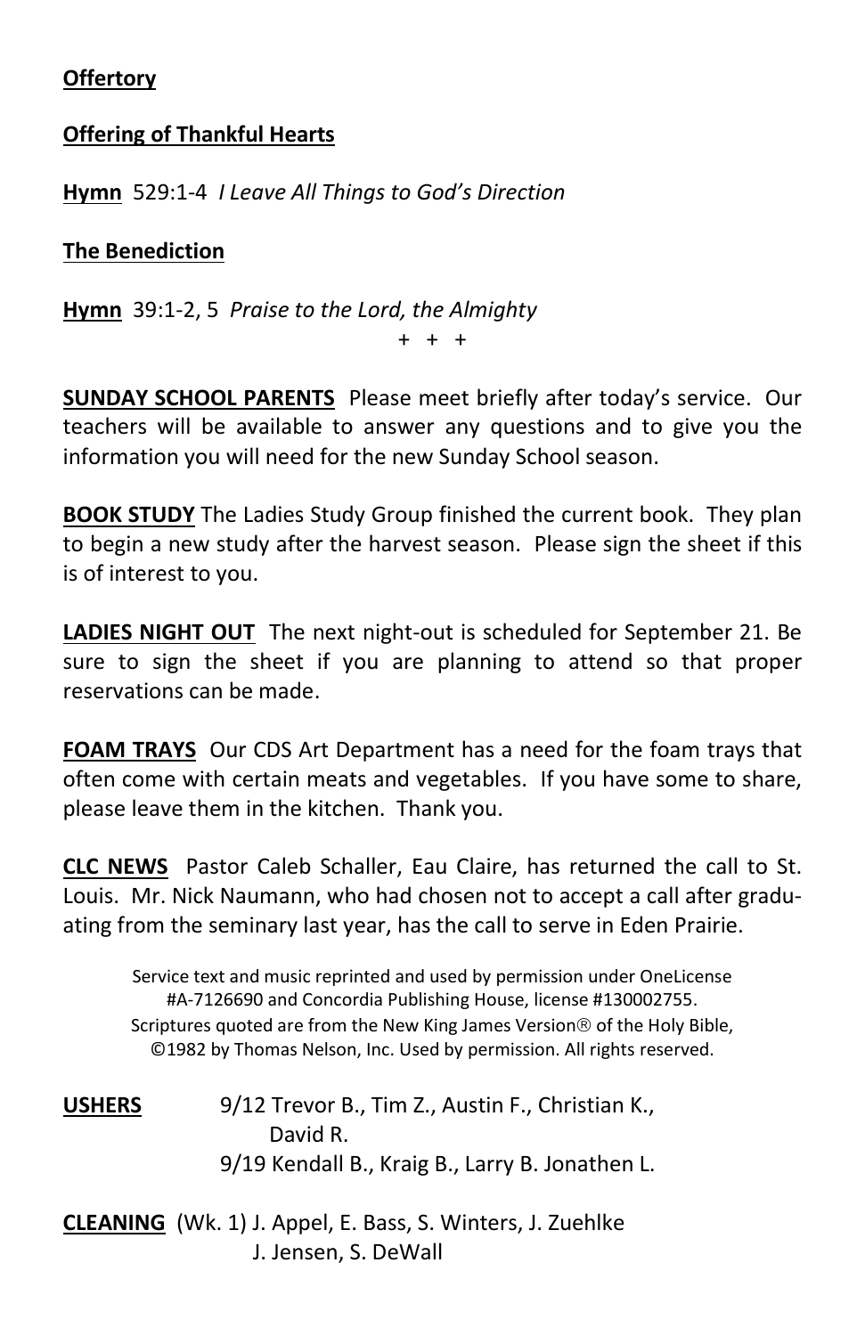**Offertory**

**Offering of Thankful Hearts**

**Hymn** 529:1-4 *I Leave All Things to God's Direction*

**The Benediction**

**Hymn** 39:1-2, 5 *Praise to the Lord, the Almighty*

+ + +

**SUNDAY SCHOOL PARENTS** Please meet briefly after today's service. Our teachers will be available to answer any questions and to give you the information you will need for the new Sunday School season.

**BOOK STUDY** The Ladies Study Group finished the current book. They plan to begin a new study after the harvest season. Please sign the sheet if this is of interest to you.

**LADIES NIGHT OUT** The next night-out is scheduled for September 21. Be sure to sign the sheet if you are planning to attend so that proper reservations can be made.

**FOAM TRAYS** Our CDS Art Department has a need for the foam trays that often come with certain meats and vegetables. If you have some to share, please leave them in the kitchen. Thank you.

**CLC NEWS** Pastor Caleb Schaller, Eau Claire, has returned the call to St. Louis. Mr. Nick Naumann, who had chosen not to accept a call after graduating from the seminary last year, has the call to serve in Eden Prairie.

Service text and music reprinted and used by permission under OneLicense #A-7126690 and Concordia Publishing House, license #130002755. Scriptures quoted are from the New King James Version® of the Holy Bible, ©1982 by Thomas Nelson, Inc. Used by permission. All rights reserved.

**USHERS** 9/12 Trevor B., Tim Z., Austin F., Christian K., David R.
9/19 Kendall B., Kraig B., Larry B. Jonathen L.

**CLEANING** (Wk. 1) J. Appel, E. Bass, S. Winters, J. Zuehlke
J. Jensen, S. DeWall